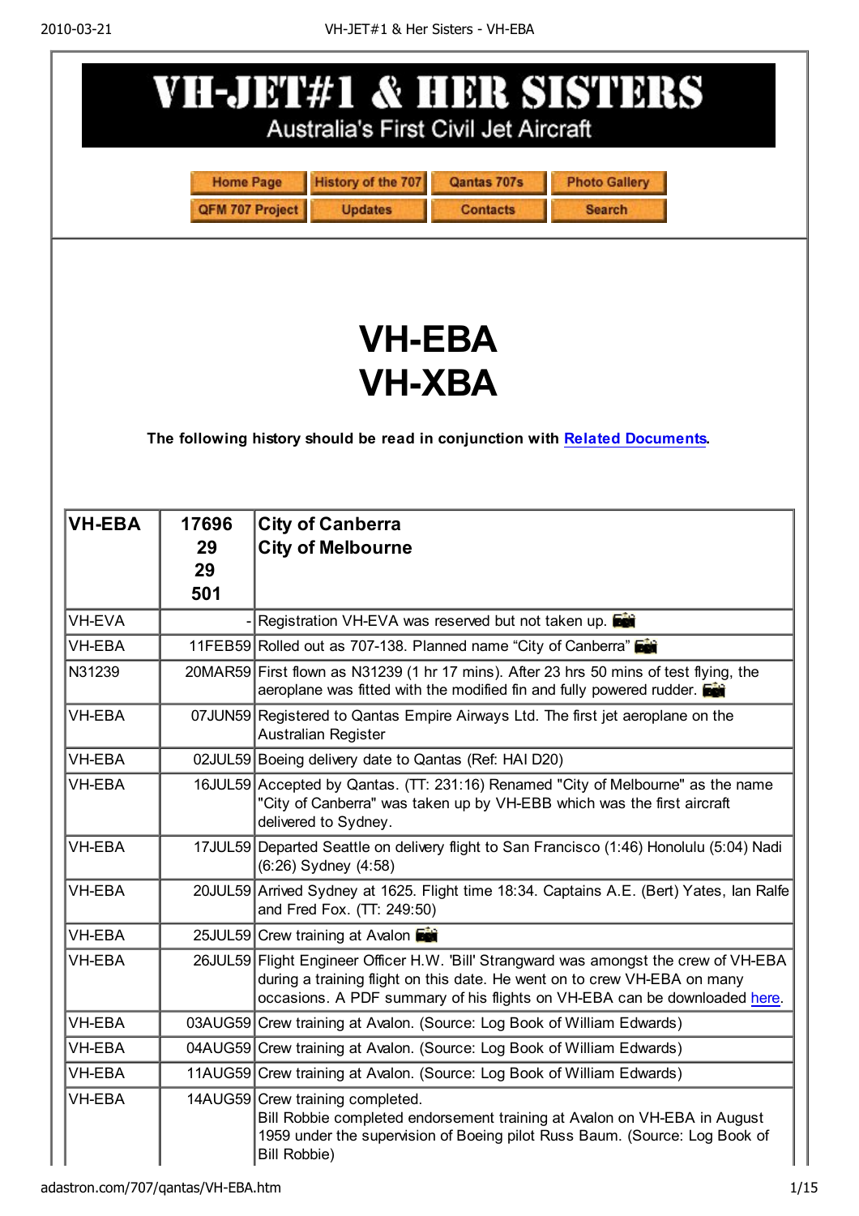# VH-JET#1 & HER SISTERS

Australia's First Civil Jet Aircraft

Home Page | History of the 707 | Qantas 707s | Photo Gallery
QFM 707 Project | Updates | Contacts | Search

# VH-EBA
# VH-XBA

**The following history should be read in conjunction with Related Documents.**

| **VH-EBA** | **17696 29 29 501** | **City of Canberra City of Melbourne** |
|---|---|---|
| VH-EVA | - | Registration VH-EVA was reserved but not taken up. |
| VH-EBA | 11FEB59 | Rolled out as 707-138. Planned name "City of Canberra" |
| N31239 | 20MAR59 | First flown as N31239 (1 hr 17 mins). After 23 hrs 50 mins of test flying, the aeroplane was fitted with the modified fin and fully powered rudder. |
| VH-EBA | 07JUN59 | Registered to Qantas Empire Airways Ltd. The first jet aeroplane on the Australian Register |
| VH-EBA | 02JUL59 | Boeing delivery date to Qantas (Ref: HAI D20) |
| VH-EBA | 16JUL59 | Accepted by Qantas. (TT: 231:16) Renamed "City of Melbourne" as the name "City of Canberra" was taken up by VH-EBB which was the first aircraft delivered to Sydney. |
| VH-EBA | 17JUL59 | Departed Seattle on delivery flight to San Francisco (1:46) Honolulu (5:04) Nadi (6:26) Sydney (4:58) |
| VH-EBA | 20JUL59 | Arrived Sydney at 1625. Flight time 18:34. Captains A.E. (Bert) Yates, Ian Ralfe and Fred Fox. (TT: 249:50) |
| VH-EBA | 25JUL59 | Crew training at Avalon |
| VH-EBA | 26JUL59 | Flight Engineer Officer H.W. 'Bill' Strangward was amongst the crew of VH-EBA during a training flight on this date. He went on to crew VH-EBA on many occasions. A PDF summary of his flights on VH-EBA can be downloaded here. |
| VH-EBA | 03AUG59 | Crew training at Avalon. (Source: Log Book of William Edwards) |
| VH-EBA | 04AUG59 | Crew training at Avalon. (Source: Log Book of William Edwards) |
| VH-EBA | 11AUG59 | Crew training at Avalon. (Source: Log Book of William Edwards) |
| VH-EBA | 14AUG59 | Crew training completed. Bill Robbie completed endorsement training at Avalon on VH-EBA in August 1959 under the supervision of Boeing pilot Russ Baum. (Source: Log Book of Bill Robbie) |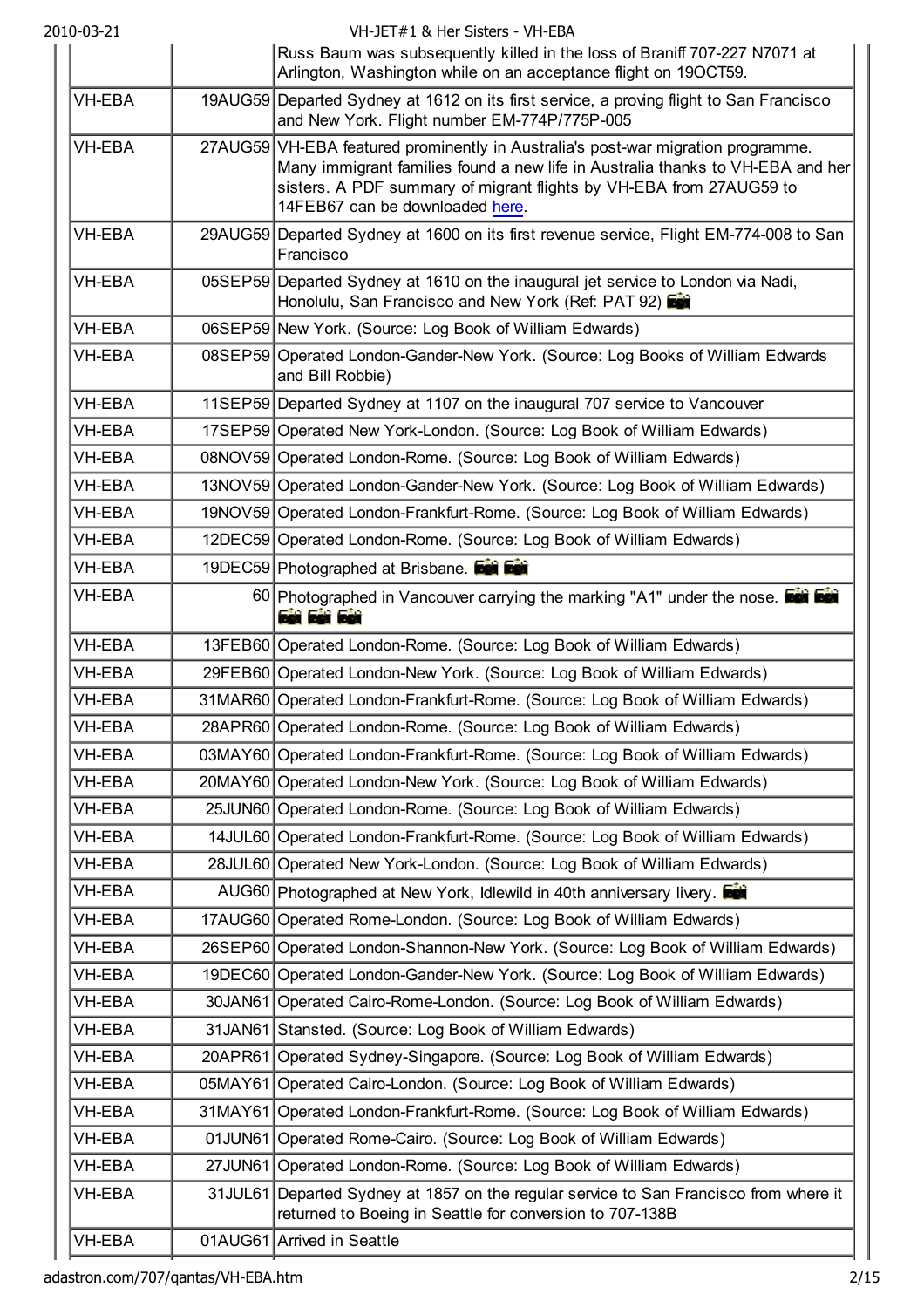| | | |
|---|---|---|
| | | Russ Baum was subsequently killed in the loss of Braniff 707-227 N7071 at Arlington, Washington while on an acceptance flight on 19OCT59. |
| VH-EBA | 19AUG59 | Departed Sydney at 1612 on its first service, a proving flight to San Francisco and New York. Flight number EM-774P/775P-005 |
| VH-EBA | 27AUG59 | VH-EBA featured prominently in Australia's post-war migration programme. Many immigrant families found a new life in Australia thanks to VH-EBA and her sisters. A PDF summary of migrant flights by VH-EBA from 27AUG59 to 14FEB67 can be downloaded here. |
| VH-EBA | 29AUG59 | Departed Sydney at 1600 on its first revenue service, Flight EM-774-008 to San Francisco |
| VH-EBA | 05SEP59 | Departed Sydney at 1610 on the inaugural jet service to London via Nadi, Honolulu, San Francisco and New York (Ref: PAT 92) |
| VH-EBA | 06SEP59 | New York. (Source: Log Book of William Edwards) |
| VH-EBA | 08SEP59 | Operated London-Gander-New York. (Source: Log Books of William Edwards and Bill Robbie) |
| VH-EBA | 11SEP59 | Departed Sydney at 1107 on the inaugural 707 service to Vancouver |
| VH-EBA | 17SEP59 | Operated New York-London. (Source: Log Book of William Edwards) |
| VH-EBA | 08NOV59 | Operated London-Rome. (Source: Log Book of William Edwards) |
| VH-EBA | 13NOV59 | Operated London-Gander-New York. (Source: Log Book of William Edwards) |
| VH-EBA | 19NOV59 | Operated London-Frankfurt-Rome. (Source: Log Book of William Edwards) |
| VH-EBA | 12DEC59 | Operated London-Rome. (Source: Log Book of William Edwards) |
| VH-EBA | 19DEC59 | Photographed at Brisbane. |
| VH-EBA | 60 | Photographed in Vancouver carrying the marking "A1" under the nose. |
| VH-EBA | 13FEB60 | Operated London-Rome. (Source: Log Book of William Edwards) |
| VH-EBA | 29FEB60 | Operated London-New York. (Source: Log Book of William Edwards) |
| VH-EBA | 31MAR60 | Operated London-Frankfurt-Rome. (Source: Log Book of William Edwards) |
| VH-EBA | 28APR60 | Operated London-Rome. (Source: Log Book of William Edwards) |
| VH-EBA | 03MAY60 | Operated London-Frankfurt-Rome. (Source: Log Book of William Edwards) |
| VH-EBA | 20MAY60 | Operated London-New York. (Source: Log Book of William Edwards) |
| VH-EBA | 25JUN60 | Operated London-Rome. (Source: Log Book of William Edwards) |
| VH-EBA | 14JUL60 | Operated London-Frankfurt-Rome. (Source: Log Book of William Edwards) |
| VH-EBA | 28JUL60 | Operated New York-London. (Source: Log Book of William Edwards) |
| VH-EBA | AUG60 | Photographed at New York, Idlewild in 40th anniversary livery. |
| VH-EBA | 17AUG60 | Operated Rome-London. (Source: Log Book of William Edwards) |
| VH-EBA | 26SEP60 | Operated London-Shannon-New York. (Source: Log Book of William Edwards) |
| VH-EBA | 19DEC60 | Operated London-Gander-New York. (Source: Log Book of William Edwards) |
| VH-EBA | 30JAN61 | Operated Cairo-Rome-London. (Source: Log Book of William Edwards) |
| VH-EBA | 31JAN61 | Stansted. (Source: Log Book of William Edwards) |
| VH-EBA | 20APR61 | Operated Sydney-Singapore. (Source: Log Book of William Edwards) |
| VH-EBA | 05MAY61 | Operated Cairo-London. (Source: Log Book of William Edwards) |
| VH-EBA | 31MAY61 | Operated London-Frankfurt-Rome. (Source: Log Book of William Edwards) |
| VH-EBA | 01JUN61 | Operated Rome-Cairo. (Source: Log Book of William Edwards) |
| VH-EBA | 27JUN61 | Operated London-Rome. (Source: Log Book of William Edwards) |
| VH-EBA | 31JUL61 | Departed Sydney at 1857 on the regular service to San Francisco from where it returned to Boeing in Seattle for conversion to 707-138B |
| VH-EBA | 01AUG61 | Arrived in Seattle |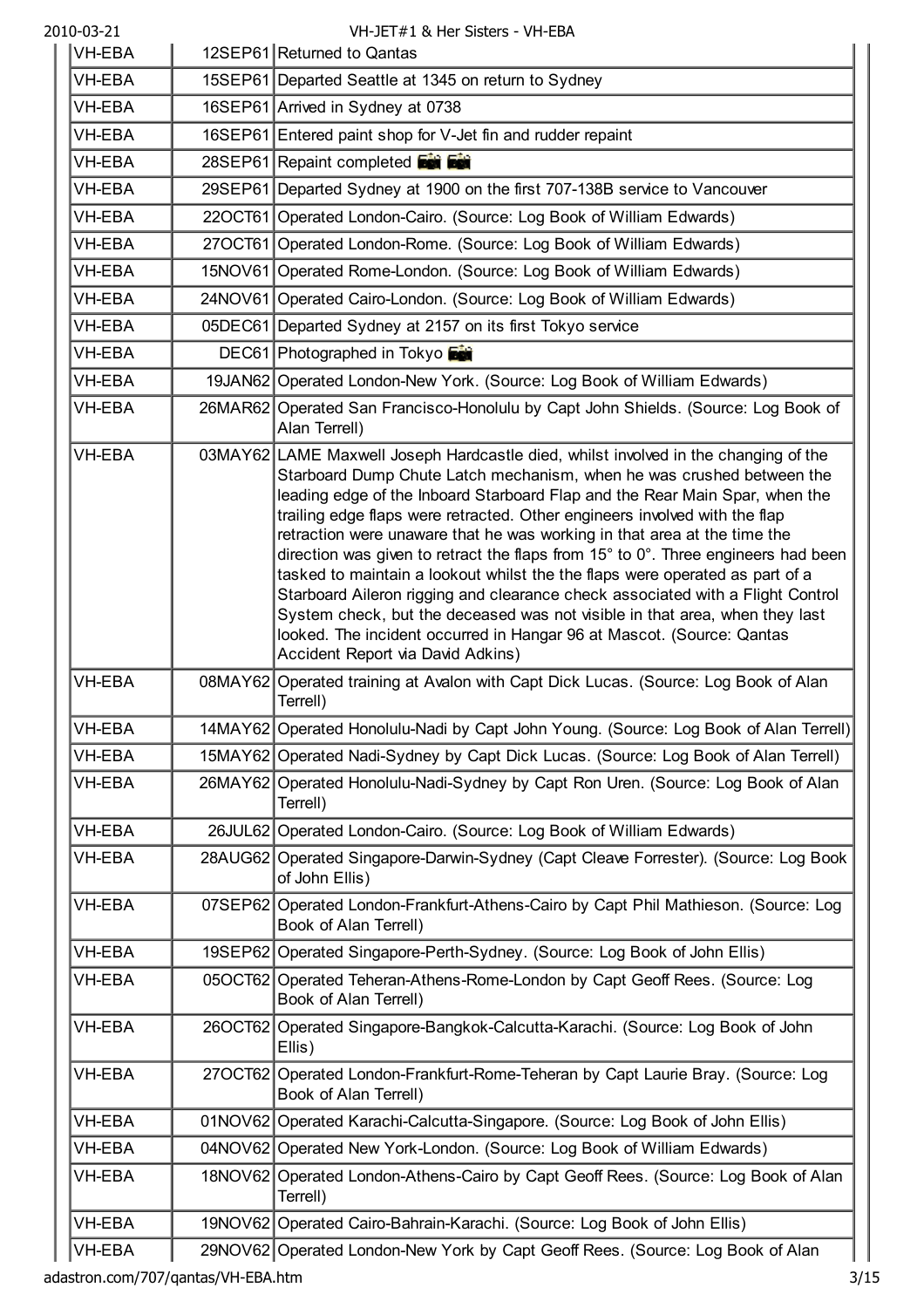| | | |
|---|---|---|
| VH-EBA | 12SEP61 | Returned to Qantas |
| VH-EBA | 15SEP61 | Departed Seattle at 1345 on return to Sydney |
| VH-EBA | 16SEP61 | Arrived in Sydney at 0738 |
| VH-EBA | 16SEP61 | Entered paint shop for V-Jet fin and rudder repaint |
| VH-EBA | 28SEP61 | Repaint completed |
| VH-EBA | 29SEP61 | Departed Sydney at 1900 on the first 707-138B service to Vancouver |
| VH-EBA | 22OCT61 | Operated London-Cairo. (Source: Log Book of William Edwards) |
| VH-EBA | 27OCT61 | Operated London-Rome. (Source: Log Book of William Edwards) |
| VH-EBA | 15NOV61 | Operated Rome-London. (Source: Log Book of William Edwards) |
| VH-EBA | 24NOV61 | Operated Cairo-London. (Source: Log Book of William Edwards) |
| VH-EBA | 05DEC61 | Departed Sydney at 2157 on its first Tokyo service |
| VH-EBA | DEC61 | Photographed in Tokyo |
| VH-EBA | 19JAN62 | Operated London-New York. (Source: Log Book of William Edwards) |
| VH-EBA | 26MAR62 | Operated San Francisco-Honolulu by Capt John Shields. (Source: Log Book of Alan Terrell) |
| VH-EBA | 03MAY62 | LAME Maxwell Joseph Hardcastle died, whilst involved in the changing of the Starboard Dump Chute Latch mechanism, when he was crushed between the leading edge of the Inboard Starboard Flap and the Rear Main Spar, when the trailing edge flaps were retracted. Other engineers involved with the flap retraction were unaware that he was working in that area at the time the direction was given to retract the flaps from 15° to 0°. Three engineers had been tasked to maintain a lookout whilst the the flaps were operated as part of a Starboard Aileron rigging and clearance check associated with a Flight Control System check, but the deceased was not visible in that area, when they last looked. The incident occurred in Hangar 96 at Mascot. (Source: Qantas Accident Report via David Adkins) |
| VH-EBA | 08MAY62 | Operated training at Avalon with Capt Dick Lucas. (Source: Log Book of Alan Terrell) |
| VH-EBA | 14MAY62 | Operated Honolulu-Nadi by Capt John Young. (Source: Log Book of Alan Terrell) |
| VH-EBA | 15MAY62 | Operated Nadi-Sydney by Capt Dick Lucas. (Source: Log Book of Alan Terrell) |
| VH-EBA | 26MAY62 | Operated Honolulu-Nadi-Sydney by Capt Ron Uren. (Source: Log Book of Alan Terrell) |
| VH-EBA | 26JUL62 | Operated London-Cairo. (Source: Log Book of William Edwards) |
| VH-EBA | 28AUG62 | Operated Singapore-Darwin-Sydney (Capt Cleave Forrester). (Source: Log Book of John Ellis) |
| VH-EBA | 07SEP62 | Operated London-Frankfurt-Athens-Cairo by Capt Phil Mathieson. (Source: Log Book of Alan Terrell) |
| VH-EBA | 19SEP62 | Operated Singapore-Perth-Sydney. (Source: Log Book of John Ellis) |
| VH-EBA | 05OCT62 | Operated Teheran-Athens-Rome-London by Capt Geoff Rees. (Source: Log Book of Alan Terrell) |
| VH-EBA | 26OCT62 | Operated Singapore-Bangkok-Calcutta-Karachi. (Source: Log Book of John Ellis) |
| VH-EBA | 27OCT62 | Operated London-Frankfurt-Rome-Teheran by Capt Laurie Bray. (Source: Log Book of Alan Terrell) |
| VH-EBA | 01NOV62 | Operated Karachi-Calcutta-Singapore. (Source: Log Book of John Ellis) |
| VH-EBA | 04NOV62 | Operated New York-London. (Source: Log Book of William Edwards) |
| VH-EBA | 18NOV62 | Operated London-Athens-Cairo by Capt Geoff Rees. (Source: Log Book of Alan Terrell) |
| VH-EBA | 19NOV62 | Operated Cairo-Bahrain-Karachi. (Source: Log Book of John Ellis) |
| VH-EBA | 29NOV62 | Operated London-New York by Capt Geoff Rees. (Source: Log Book of Alan |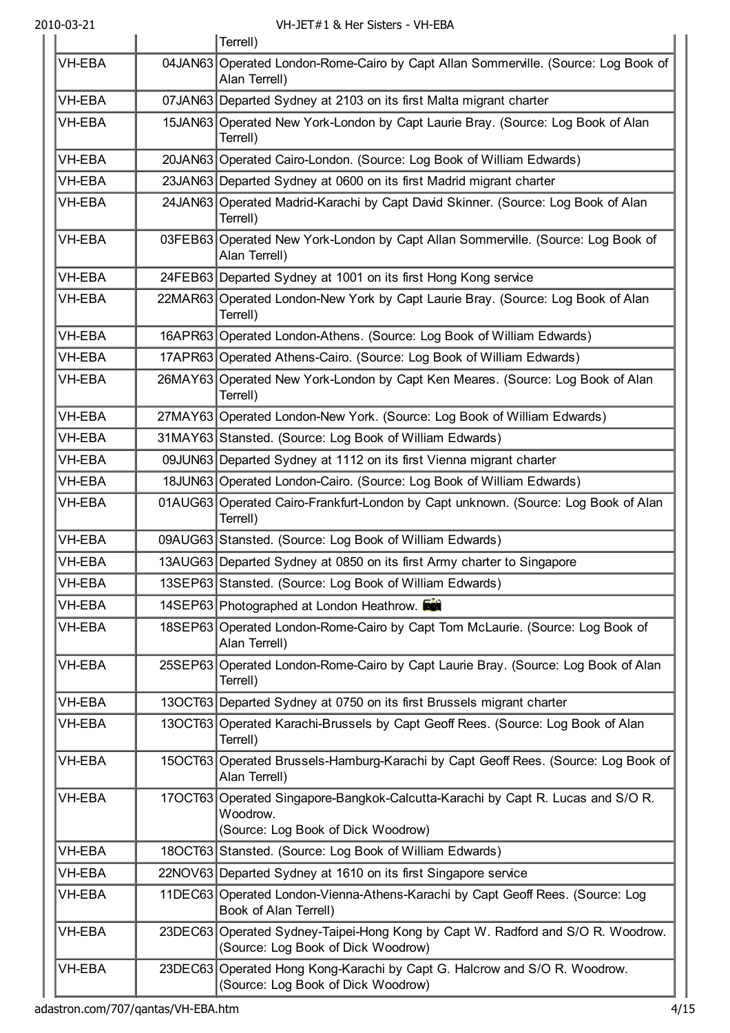| | | Terrell) |
|---|---|---|
| VH-EBA | 04JAN63 | Operated London-Rome-Cairo by Capt Allan Sommerville. (Source: Log Book of Alan Terrell) |
| VH-EBA | 07JAN63 | Departed Sydney at 2103 on its first Malta migrant charter |
| VH-EBA | 15JAN63 | Operated New York-London by Capt Laurie Bray. (Source: Log Book of Alan Terrell) |
| VH-EBA | 20JAN63 | Operated Cairo-London. (Source: Log Book of William Edwards) |
| VH-EBA | 23JAN63 | Departed Sydney at 0600 on its first Madrid migrant charter |
| VH-EBA | 24JAN63 | Operated Madrid-Karachi by Capt David Skinner. (Source: Log Book of Alan Terrell) |
| VH-EBA | 03FEB63 | Operated New York-London by Capt Allan Sommerville. (Source: Log Book of Alan Terrell) |
| VH-EBA | 24FEB63 | Departed Sydney at 1001 on its first Hong Kong service |
| VH-EBA | 22MAR63 | Operated London-New York by Capt Laurie Bray. (Source: Log Book of Alan Terrell) |
| VH-EBA | 16APR63 | Operated London-Athens. (Source: Log Book of William Edwards) |
| VH-EBA | 17APR63 | Operated Athens-Cairo. (Source: Log Book of William Edwards) |
| VH-EBA | 26MAY63 | Operated New York-London by Capt Ken Meares. (Source: Log Book of Alan Terrell) |
| VH-EBA | 27MAY63 | Operated London-New York. (Source: Log Book of William Edwards) |
| VH-EBA | 31MAY63 | Stansted. (Source: Log Book of William Edwards) |
| VH-EBA | 09JUN63 | Departed Sydney at 1112 on its first Vienna migrant charter |
| VH-EBA | 18JUN63 | Operated London-Cairo. (Source: Log Book of William Edwards) |
| VH-EBA | 01AUG63 | Operated Cairo-Frankfurt-London by Capt unknown. (Source: Log Book of Alan Terrell) |
| VH-EBA | 09AUG63 | Stansted. (Source: Log Book of William Edwards) |
| VH-EBA | 13AUG63 | Departed Sydney at 0850 on its first Army charter to Singapore |
| VH-EBA | 13SEP63 | Stansted. (Source: Log Book of William Edwards) |
| VH-EBA | 14SEP63 | Photographed at London Heathrow. |
| VH-EBA | 18SEP63 | Operated London-Rome-Cairo by Capt Tom McLaurie. (Source: Log Book of Alan Terrell) |
| VH-EBA | 25SEP63 | Operated London-Rome-Cairo by Capt Laurie Bray. (Source: Log Book of Alan Terrell) |
| VH-EBA | 13OCT63 | Departed Sydney at 0750 on its first Brussels migrant charter |
| VH-EBA | 13OCT63 | Operated Karachi-Brussels by Capt Geoff Rees. (Source: Log Book of Alan Terrell) |
| VH-EBA | 15OCT63 | Operated Brussels-Hamburg-Karachi by Capt Geoff Rees. (Source: Log Book of Alan Terrell) |
| VH-EBA | 17OCT63 | Operated Singapore-Bangkok-Calcutta-Karachi by Capt R. Lucas and S/O R. Woodrow. (Source: Log Book of Dick Woodrow) |
| VH-EBA | 18OCT63 | Stansted. (Source: Log Book of William Edwards) |
| VH-EBA | 22NOV63 | Departed Sydney at 1610 on its first Singapore service |
| VH-EBA | 11DEC63 | Operated London-Vienna-Athens-Karachi by Capt Geoff Rees. (Source: Log Book of Alan Terrell) |
| VH-EBA | 23DEC63 | Operated Sydney-Taipei-Hong Kong by Capt W. Radford and S/O R. Woodrow. (Source: Log Book of Dick Woodrow) |
| VH-EBA | 23DEC63 | Operated Hong Kong-Karachi by Capt G. Halcrow and S/O R. Woodrow. (Source: Log Book of Dick Woodrow) |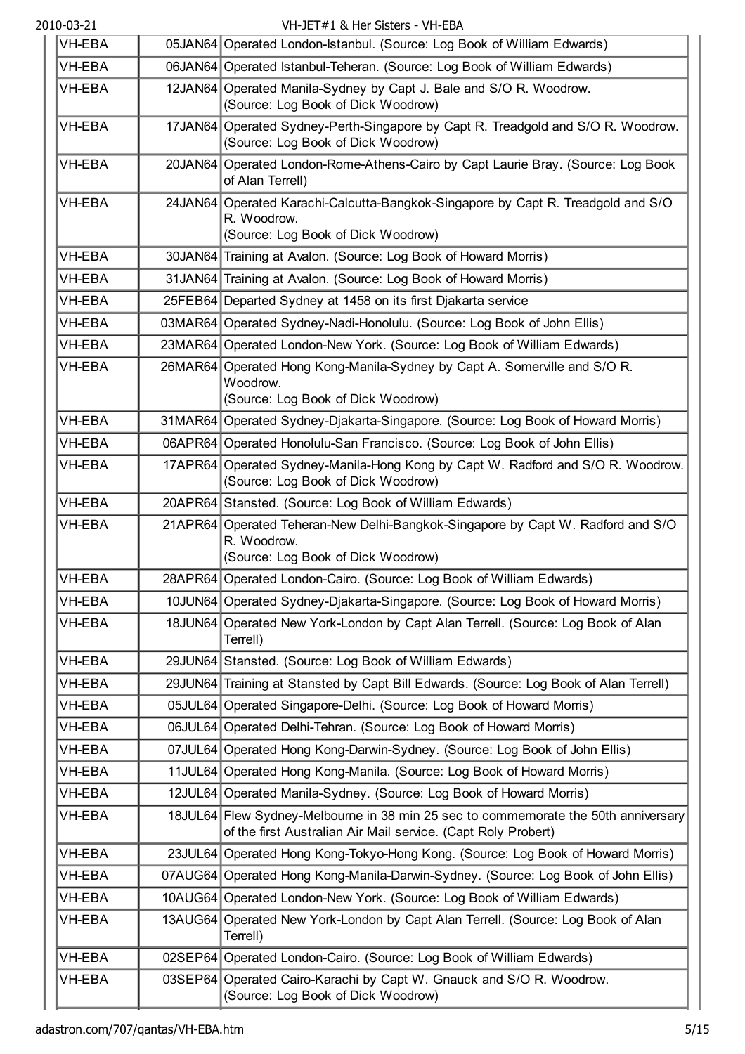| | | |
|---|---|---|
| VH-EBA | 05JAN64 | Operated London-Istanbul. (Source: Log Book of William Edwards) |
| VH-EBA | 06JAN64 | Operated Istanbul-Teheran. (Source: Log Book of William Edwards) |
| VH-EBA | 12JAN64 | Operated Manila-Sydney by Capt J. Bale and S/O R. Woodrow. (Source: Log Book of Dick Woodrow) |
| VH-EBA | 17JAN64 | Operated Sydney-Perth-Singapore by Capt R. Treadgold and S/O R. Woodrow. (Source: Log Book of Dick Woodrow) |
| VH-EBA | 20JAN64 | Operated London-Rome-Athens-Cairo by Capt Laurie Bray. (Source: Log Book of Alan Terrell) |
| VH-EBA | 24JAN64 | Operated Karachi-Calcutta-Bangkok-Singapore by Capt R. Treadgold and S/O R. Woodrow. (Source: Log Book of Dick Woodrow) |
| VH-EBA | 30JAN64 | Training at Avalon. (Source: Log Book of Howard Morris) |
| VH-EBA | 31JAN64 | Training at Avalon. (Source: Log Book of Howard Morris) |
| VH-EBA | 25FEB64 | Departed Sydney at 1458 on its first Djakarta service |
| VH-EBA | 03MAR64 | Operated Sydney-Nadi-Honolulu. (Source: Log Book of John Ellis) |
| VH-EBA | 23MAR64 | Operated London-New York. (Source: Log Book of William Edwards) |
| VH-EBA | 26MAR64 | Operated Hong Kong-Manila-Sydney by Capt A. Somerville and S/O R. Woodrow. (Source: Log Book of Dick Woodrow) |
| VH-EBA | 31MAR64 | Operated Sydney-Djakarta-Singapore. (Source: Log Book of Howard Morris) |
| VH-EBA | 06APR64 | Operated Honolulu-San Francisco. (Source: Log Book of John Ellis) |
| VH-EBA | 17APR64 | Operated Sydney-Manila-Hong Kong by Capt W. Radford and S/O R. Woodrow. (Source: Log Book of Dick Woodrow) |
| VH-EBA | 20APR64 | Stansted. (Source: Log Book of William Edwards) |
| VH-EBA | 21APR64 | Operated Teheran-New Delhi-Bangkok-Singapore by Capt W. Radford and S/O R. Woodrow. (Source: Log Book of Dick Woodrow) |
| VH-EBA | 28APR64 | Operated London-Cairo. (Source: Log Book of William Edwards) |
| VH-EBA | 10JUN64 | Operated Sydney-Djakarta-Singapore. (Source: Log Book of Howard Morris) |
| VH-EBA | 18JUN64 | Operated New York-London by Capt Alan Terrell. (Source: Log Book of Alan Terrell) |
| VH-EBA | 29JUN64 | Stansted. (Source: Log Book of William Edwards) |
| VH-EBA | 29JUN64 | Training at Stansted by Capt Bill Edwards. (Source: Log Book of Alan Terrell) |
| VH-EBA | 05JUL64 | Operated Singapore-Delhi. (Source: Log Book of Howard Morris) |
| VH-EBA | 06JUL64 | Operated Delhi-Tehran. (Source: Log Book of Howard Morris) |
| VH-EBA | 07JUL64 | Operated Hong Kong-Darwin-Sydney. (Source: Log Book of John Ellis) |
| VH-EBA | 11JUL64 | Operated Hong Kong-Manila. (Source: Log Book of Howard Morris) |
| VH-EBA | 12JUL64 | Operated Manila-Sydney. (Source: Log Book of Howard Morris) |
| VH-EBA | 18JUL64 | Flew Sydney-Melbourne in 38 min 25 sec to commemorate the 50th anniversary of the first Australian Air Mail service. (Capt Roly Probert) |
| VH-EBA | 23JUL64 | Operated Hong Kong-Tokyo-Hong Kong. (Source: Log Book of Howard Morris) |
| VH-EBA | 07AUG64 | Operated Hong Kong-Manila-Darwin-Sydney. (Source: Log Book of John Ellis) |
| VH-EBA | 10AUG64 | Operated London-New York. (Source: Log Book of William Edwards) |
| VH-EBA | 13AUG64 | Operated New York-London by Capt Alan Terrell. (Source: Log Book of Alan Terrell) |
| VH-EBA | 02SEP64 | Operated London-Cairo. (Source: Log Book of William Edwards) |
| VH-EBA | 03SEP64 | Operated Cairo-Karachi by Capt W. Gnauck and S/O R. Woodrow. (Source: Log Book of Dick Woodrow) |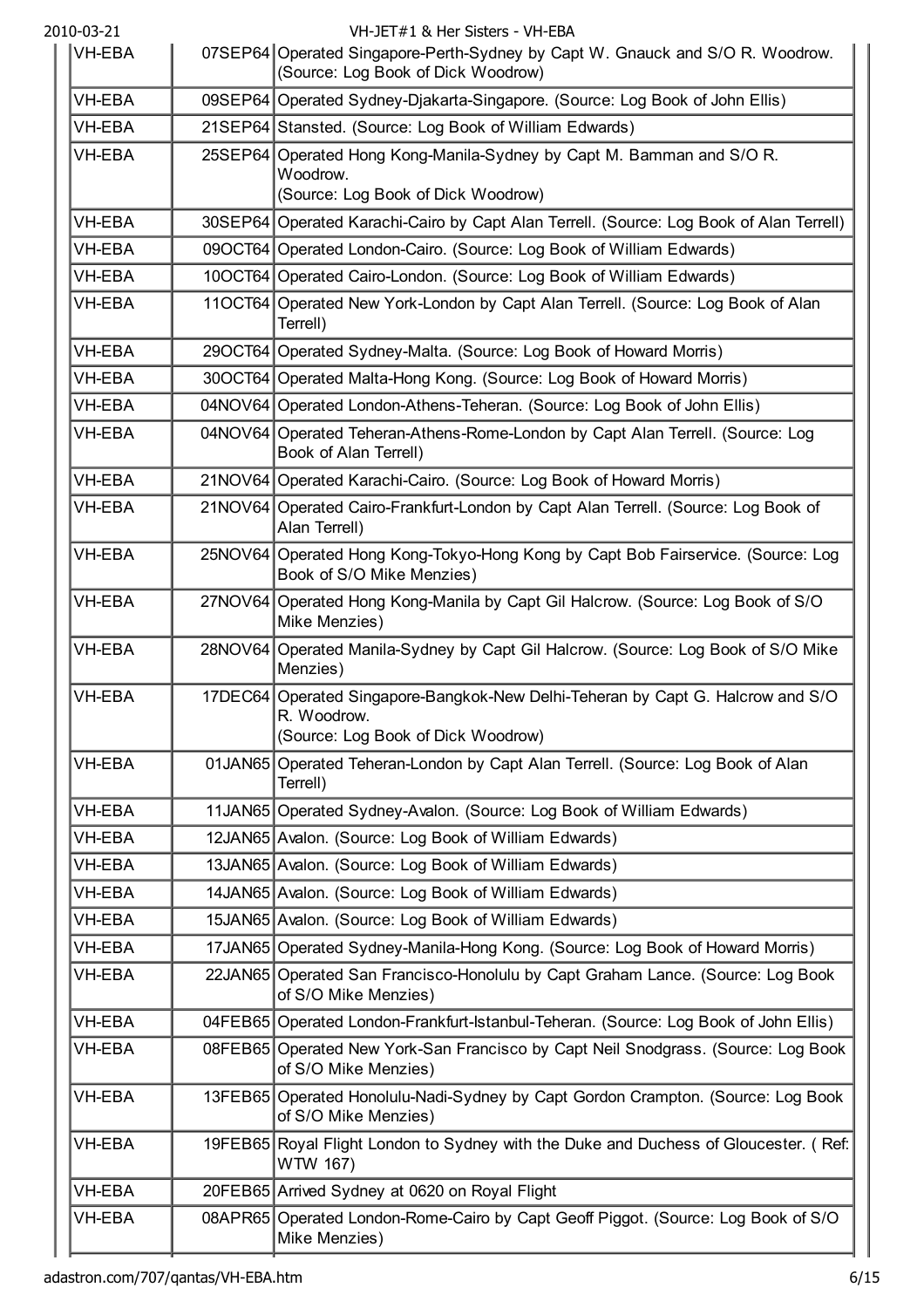| | | |
|---|---|---|
| VH-EBA | 07SEP64 | Operated Singapore-Perth-Sydney by Capt W. Gnauck and S/O R. Woodrow. (Source: Log Book of Dick Woodrow) |
| VH-EBA | 09SEP64 | Operated Sydney-Djakarta-Singapore. (Source: Log Book of John Ellis) |
| VH-EBA | 21SEP64 | Stansted. (Source: Log Book of William Edwards) |
| VH-EBA | 25SEP64 | Operated Hong Kong-Manila-Sydney by Capt M. Bamman and S/O R. Woodrow. (Source: Log Book of Dick Woodrow) |
| VH-EBA | 30SEP64 | Operated Karachi-Cairo by Capt Alan Terrell. (Source: Log Book of Alan Terrell) |
| VH-EBA | 09OCT64 | Operated London-Cairo. (Source: Log Book of William Edwards) |
| VH-EBA | 10OCT64 | Operated Cairo-London. (Source: Log Book of William Edwards) |
| VH-EBA | 11OCT64 | Operated New York-London by Capt Alan Terrell. (Source: Log Book of Alan Terrell) |
| VH-EBA | 29OCT64 | Operated Sydney-Malta. (Source: Log Book of Howard Morris) |
| VH-EBA | 30OCT64 | Operated Malta-Hong Kong. (Source: Log Book of Howard Morris) |
| VH-EBA | 04NOV64 | Operated London-Athens-Teheran. (Source: Log Book of John Ellis) |
| VH-EBA | 04NOV64 | Operated Teheran-Athens-Rome-London by Capt Alan Terrell. (Source: Log Book of Alan Terrell) |
| VH-EBA | 21NOV64 | Operated Karachi-Cairo. (Source: Log Book of Howard Morris) |
| VH-EBA | 21NOV64 | Operated Cairo-Frankfurt-London by Capt Alan Terrell. (Source: Log Book of Alan Terrell) |
| VH-EBA | 25NOV64 | Operated Hong Kong-Tokyo-Hong Kong by Capt Bob Fairservice. (Source: Log Book of S/O Mike Menzies) |
| VH-EBA | 27NOV64 | Operated Hong Kong-Manila by Capt Gil Halcrow. (Source: Log Book of S/O Mike Menzies) |
| VH-EBA | 28NOV64 | Operated Manila-Sydney by Capt Gil Halcrow. (Source: Log Book of S/O Mike Menzies) |
| VH-EBA | 17DEC64 | Operated Singapore-Bangkok-New Delhi-Teheran by Capt G. Halcrow and S/O R. Woodrow. (Source: Log Book of Dick Woodrow) |
| VH-EBA | 01JAN65 | Operated Teheran-London by Capt Alan Terrell. (Source: Log Book of Alan Terrell) |
| VH-EBA | 11JAN65 | Operated Sydney-Avalon. (Source: Log Book of William Edwards) |
| VH-EBA | 12JAN65 | Avalon. (Source: Log Book of William Edwards) |
| VH-EBA | 13JAN65 | Avalon. (Source: Log Book of William Edwards) |
| VH-EBA | 14JAN65 | Avalon. (Source: Log Book of William Edwards) |
| VH-EBA | 15JAN65 | Avalon. (Source: Log Book of William Edwards) |
| VH-EBA | 17JAN65 | Operated Sydney-Manila-Hong Kong. (Source: Log Book of Howard Morris) |
| VH-EBA | 22JAN65 | Operated San Francisco-Honolulu by Capt Graham Lance. (Source: Log Book of S/O Mike Menzies) |
| VH-EBA | 04FEB65 | Operated London-Frankfurt-Istanbul-Teheran. (Source: Log Book of John Ellis) |
| VH-EBA | 08FEB65 | Operated New York-San Francisco by Capt Neil Snodgrass. (Source: Log Book of S/O Mike Menzies) |
| VH-EBA | 13FEB65 | Operated Honolulu-Nadi-Sydney by Capt Gordon Crampton. (Source: Log Book of S/O Mike Menzies) |
| VH-EBA | 19FEB65 | Royal Flight London to Sydney with the Duke and Duchess of Gloucester. ( Ref: WTW 167) |
| VH-EBA | 20FEB65 | Arrived Sydney at 0620 on Royal Flight |
| VH-EBA | 08APR65 | Operated London-Rome-Cairo by Capt Geoff Piggot. (Source: Log Book of S/O Mike Menzies) |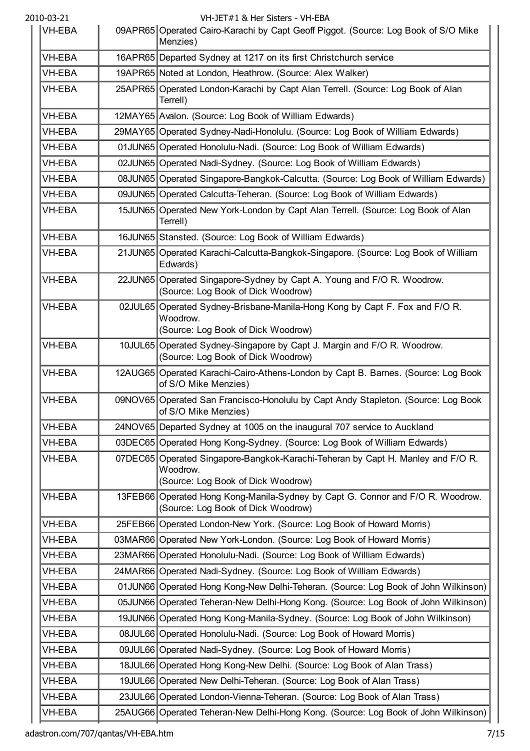| VH-EBA | 09APR65 | Operated Cairo-Karachi by Capt Geoff Piggot. (Source: Log Book of S/O Mike Menzies) |
|---|---|---|
| VH-EBA | 16APR65 | Departed Sydney at 1217 on its first Christchurch service |
| VH-EBA | 19APR65 | Noted at London, Heathrow. (Source: Alex Walker) |
| VH-EBA | 25APR65 | Operated London-Karachi by Capt Alan Terrell. (Source: Log Book of Alan Terrell) |
| VH-EBA | 12MAY65 | Avalon. (Source: Log Book of William Edwards) |
| VH-EBA | 29MAY65 | Operated Sydney-Nadi-Honolulu. (Source: Log Book of William Edwards) |
| VH-EBA | 01JUN65 | Operated Honolulu-Nadi. (Source: Log Book of William Edwards) |
| VH-EBA | 02JUN65 | Operated Nadi-Sydney. (Source: Log Book of William Edwards) |
| VH-EBA | 08JUN65 | Operated Singapore-Bangkok-Calcutta. (Source: Log Book of William Edwards) |
| VH-EBA | 09JUN65 | Operated Calcutta-Teheran. (Source: Log Book of William Edwards) |
| VH-EBA | 15JUN65 | Operated New York-London by Capt Alan Terrell. (Source: Log Book of Alan Terrell) |
| VH-EBA | 16JUN65 | Stansted. (Source: Log Book of William Edwards) |
| VH-EBA | 21JUN65 | Operated Karachi-Calcutta-Bangkok-Singapore. (Source: Log Book of William Edwards) |
| VH-EBA | 22JUN65 | Operated Singapore-Sydney by Capt A. Young and F/O R. Woodrow. (Source: Log Book of Dick Woodrow) |
| VH-EBA | 02JUL65 | Operated Sydney-Brisbane-Manila-Hong Kong by Capt F. Fox and F/O R. Woodrow. (Source: Log Book of Dick Woodrow) |
| VH-EBA | 10JUL65 | Operated Sydney-Singapore by Capt J. Margin and F/O R. Woodrow. (Source: Log Book of Dick Woodrow) |
| VH-EBA | 12AUG65 | Operated Karachi-Cairo-Athens-London by Capt B. Barnes. (Source: Log Book of S/O Mike Menzies) |
| VH-EBA | 09NOV65 | Operated San Francisco-Honolulu by Capt Andy Stapleton. (Source: Log Book of S/O Mike Menzies) |
| VH-EBA | 24NOV65 | Departed Sydney at 1005 on the inaugural 707 service to Auckland |
| VH-EBA | 03DEC65 | Operated Hong Kong-Sydney. (Source: Log Book of William Edwards) |
| VH-EBA | 07DEC65 | Operated Singapore-Bangkok-Karachi-Teheran by Capt H. Manley and F/O R. Woodrow. (Source: Log Book of Dick Woodrow) |
| VH-EBA | 13FEB66 | Operated Hong Kong-Manila-Sydney by Capt G. Connor and F/O R. Woodrow. (Source: Log Book of Dick Woodrow) |
| VH-EBA | 25FEB66 | Operated London-New York. (Source: Log Book of Howard Morris) |
| VH-EBA | 03MAR66 | Operated New York-London. (Source: Log Book of Howard Morris) |
| VH-EBA | 23MAR66 | Operated Honolulu-Nadi. (Source: Log Book of William Edwards) |
| VH-EBA | 24MAR66 | Operated Nadi-Sydney. (Source: Log Book of William Edwards) |
| VH-EBA | 01JUN66 | Operated Hong Kong-New Delhi-Teheran. (Source: Log Book of John Wilkinson) |
| VH-EBA | 05JUN66 | Operated Teheran-New Delhi-Hong Kong. (Source: Log Book of John Wilkinson) |
| VH-EBA | 19JUN66 | Operated Hong Kong-Manila-Sydney. (Source: Log Book of John Wilkinson) |
| VH-EBA | 08JUL66 | Operated Honolulu-Nadi. (Source: Log Book of Howard Morris) |
| VH-EBA | 09JUL66 | Operated Nadi-Sydney. (Source: Log Book of Howard Morris) |
| VH-EBA | 18JUL66 | Operated Hong Kong-New Delhi. (Source: Log Book of Alan Trass) |
| VH-EBA | 19JUL66 | Operated New Delhi-Teheran. (Source: Log Book of Alan Trass) |
| VH-EBA | 23JUL66 | Operated London-Vienna-Teheran. (Source: Log Book of Alan Trass) |
| VH-EBA | 25AUG66 | Operated Teheran-New Delhi-Hong Kong. (Source: Log Book of John Wilkinson) |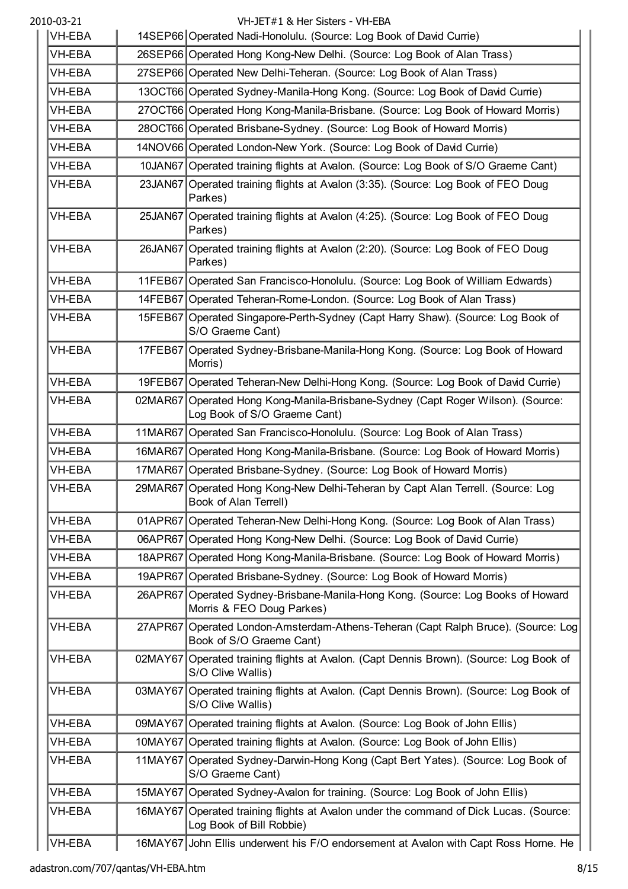| | | |
|---|---|---|
| VH-EBA | 14SEP66 | Operated Nadi-Honolulu. (Source: Log Book of David Currie) |
| VH-EBA | 26SEP66 | Operated Hong Kong-New Delhi. (Source: Log Book of Alan Trass) |
| VH-EBA | 27SEP66 | Operated New Delhi-Teheran. (Source: Log Book of Alan Trass) |
| VH-EBA | 13OCT66 | Operated Sydney-Manila-Hong Kong. (Source: Log Book of David Currie) |
| VH-EBA | 27OCT66 | Operated Hong Kong-Manila-Brisbane. (Source: Log Book of Howard Morris) |
| VH-EBA | 28OCT66 | Operated Brisbane-Sydney. (Source: Log Book of Howard Morris) |
| VH-EBA | 14NOV66 | Operated London-New York. (Source: Log Book of David Currie) |
| VH-EBA | 10JAN67 | Operated training flights at Avalon. (Source: Log Book of S/O Graeme Cant) |
| VH-EBA | 23JAN67 | Operated training flights at Avalon (3:35). (Source: Log Book of FEO Doug Parkes) |
| VH-EBA | 25JAN67 | Operated training flights at Avalon (4:25). (Source: Log Book of FEO Doug Parkes) |
| VH-EBA | 26JAN67 | Operated training flights at Avalon (2:20). (Source: Log Book of FEO Doug Parkes) |
| VH-EBA | 11FEB67 | Operated San Francisco-Honolulu. (Source: Log Book of William Edwards) |
| VH-EBA | 14FEB67 | Operated Teheran-Rome-London. (Source: Log Book of Alan Trass) |
| VH-EBA | 15FEB67 | Operated Singapore-Perth-Sydney (Capt Harry Shaw). (Source: Log Book of S/O Graeme Cant) |
| VH-EBA | 17FEB67 | Operated Sydney-Brisbane-Manila-Hong Kong. (Source: Log Book of Howard Morris) |
| VH-EBA | 19FEB67 | Operated Teheran-New Delhi-Hong Kong. (Source: Log Book of David Currie) |
| VH-EBA | 02MAR67 | Operated Hong Kong-Manila-Brisbane-Sydney (Capt Roger Wilson). (Source: Log Book of S/O Graeme Cant) |
| VH-EBA | 11MAR67 | Operated San Francisco-Honolulu. (Source: Log Book of Alan Trass) |
| VH-EBA | 16MAR67 | Operated Hong Kong-Manila-Brisbane. (Source: Log Book of Howard Morris) |
| VH-EBA | 17MAR67 | Operated Brisbane-Sydney. (Source: Log Book of Howard Morris) |
| VH-EBA | 29MAR67 | Operated Hong Kong-New Delhi-Teheran by Capt Alan Terrell. (Source: Log Book of Alan Terrell) |
| VH-EBA | 01APR67 | Operated Teheran-New Delhi-Hong Kong. (Source: Log Book of Alan Trass) |
| VH-EBA | 06APR67 | Operated Hong Kong-New Delhi. (Source: Log Book of David Currie) |
| VH-EBA | 18APR67 | Operated Hong Kong-Manila-Brisbane. (Source: Log Book of Howard Morris) |
| VH-EBA | 19APR67 | Operated Brisbane-Sydney. (Source: Log Book of Howard Morris) |
| VH-EBA | 26APR67 | Operated Sydney-Brisbane-Manila-Hong Kong. (Source: Log Books of Howard Morris & FEO Doug Parkes) |
| VH-EBA | 27APR67 | Operated London-Amsterdam-Athens-Teheran (Capt Ralph Bruce). (Source: Log Book of S/O Graeme Cant) |
| VH-EBA | 02MAY67 | Operated training flights at Avalon. (Capt Dennis Brown). (Source: Log Book of S/O Clive Wallis) |
| VH-EBA | 03MAY67 | Operated training flights at Avalon. (Capt Dennis Brown). (Source: Log Book of S/O Clive Wallis) |
| VH-EBA | 09MAY67 | Operated training flights at Avalon. (Source: Log Book of John Ellis) |
| VH-EBA | 10MAY67 | Operated training flights at Avalon. (Source: Log Book of John Ellis) |
| VH-EBA | 11MAY67 | Operated Sydney-Darwin-Hong Kong (Capt Bert Yates). (Source: Log Book of S/O Graeme Cant) |
| VH-EBA | 15MAY67 | Operated Sydney-Avalon for training. (Source: Log Book of John Ellis) |
| VH-EBA | 16MAY67 | Operated training flights at Avalon under the command of Dick Lucas. (Source: Log Book of Bill Robbie) |
| VH-EBA | 16MAY67 | John Ellis underwent his F/O endorsement at Avalon with Capt Ross Horne. He |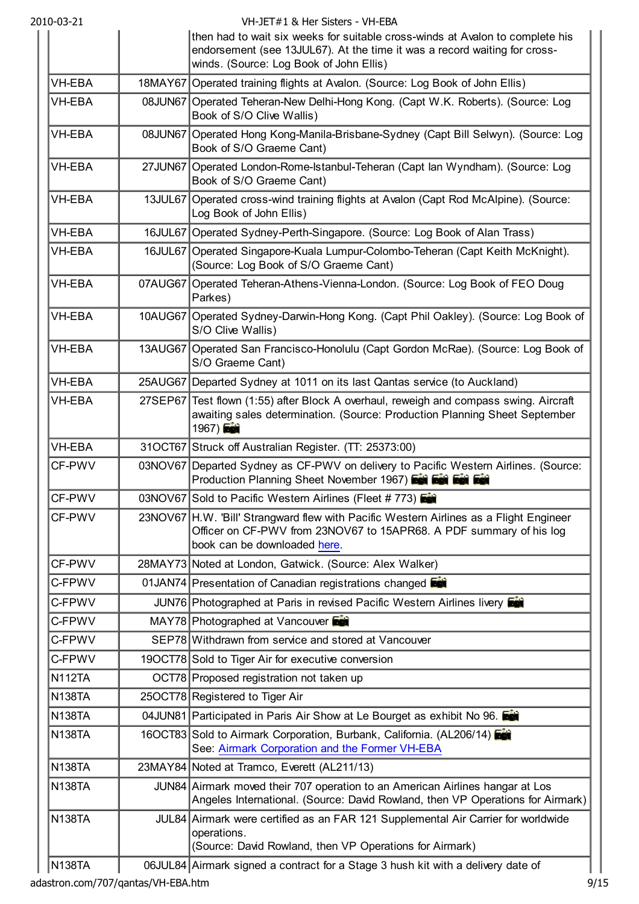| | | |
|---|---|---|
| | | then had to wait six weeks for suitable cross-winds at Avalon to complete his endorsement (see 13JUL67). At the time it was a record waiting for cross-winds. (Source: Log Book of John Ellis) |
| VH-EBA | 18MAY67 | Operated training flights at Avalon. (Source: Log Book of John Ellis) |
| VH-EBA | 08JUN67 | Operated Teheran-New Delhi-Hong Kong. (Capt W.K. Roberts). (Source: Log Book of S/O Clive Wallis) |
| VH-EBA | 08JUN67 | Operated Hong Kong-Manila-Brisbane-Sydney (Capt Bill Selwyn). (Source: Log Book of S/O Graeme Cant) |
| VH-EBA | 27JUN67 | Operated London-Rome-Istanbul-Teheran (Capt Ian Wyndham). (Source: Log Book of S/O Graeme Cant) |
| VH-EBA | 13JUL67 | Operated cross-wind training flights at Avalon (Capt Rod McAlpine). (Source: Log Book of John Ellis) |
| VH-EBA | 16JUL67 | Operated Sydney-Perth-Singapore. (Source: Log Book of Alan Trass) |
| VH-EBA | 16JUL67 | Operated Singapore-Kuala Lumpur-Colombo-Teheran (Capt Keith McKnight). (Source: Log Book of S/O Graeme Cant) |
| VH-EBA | 07AUG67 | Operated Teheran-Athens-Vienna-London. (Source: Log Book of FEO Doug Parkes) |
| VH-EBA | 10AUG67 | Operated Sydney-Darwin-Hong Kong. (Capt Phil Oakley). (Source: Log Book of S/O Clive Wallis) |
| VH-EBA | 13AUG67 | Operated San Francisco-Honolulu (Capt Gordon McRae). (Source: Log Book of S/O Graeme Cant) |
| VH-EBA | 25AUG67 | Departed Sydney at 1011 on its last Qantas service (to Auckland) |
| VH-EBA | 27SEP67 | Test flown (1:55) after Block A overhaul, reweigh and compass swing. Aircraft awaiting sales determination. (Source: Production Planning Sheet September 1967) |
| VH-EBA | 31OCT67 | Struck off Australian Register. (TT: 25373:00) |
| CF-PWV | 03NOV67 | Departed Sydney as CF-PWV on delivery to Pacific Western Airlines. (Source: Production Planning Sheet November 1967) |
| CF-PWV | 03NOV67 | Sold to Pacific Western Airlines (Fleet # 773) |
| CF-PWV | 23NOV67 | H.W. 'Bill' Strangward flew with Pacific Western Airlines as a Flight Engineer Officer on CF-PWV from 23NOV67 to 15APR68. A PDF summary of his log book can be downloaded here. |
| CF-PWV | 28MAY73 | Noted at London, Gatwick. (Source: Alex Walker) |
| C-FPWV | 01JAN74 | Presentation of Canadian registrations changed |
| C-FPWV | JUN76 | Photographed at Paris in revised Pacific Western Airlines livery |
| C-FPWV | MAY78 | Photographed at Vancouver |
| C-FPWV | SEP78 | Withdrawn from service and stored at Vancouver |
| C-FPWV | 19OCT78 | Sold to Tiger Air for executive conversion |
| N112TA | OCT78 | Proposed registration not taken up |
| N138TA | 25OCT78 | Registered to Tiger Air |
| N138TA | 04JUN81 | Participated in Paris Air Show at Le Bourget as exhibit No 96. |
| N138TA | 16OCT83 | Sold to Airmark Corporation, Burbank, California. (AL206/14)<br>See: Airmark Corporation and the Former VH-EBA |
| N138TA | 23MAY84 | Noted at Tramco, Everett (AL211/13) |
| N138TA | JUN84 | Airmark moved their 707 operation to an American Airlines hangar at Los Angeles International. (Source: David Rowland, then VP Operations for Airmark) |
| N138TA | JUL84 | Airmark were certified as an FAR 121 Supplemental Air Carrier for worldwide operations.<br>(Source: David Rowland, then VP Operations for Airmark) |
| N138TA | 06JUL84 | Airmark signed a contract for a Stage 3 hush kit with a delivery date of |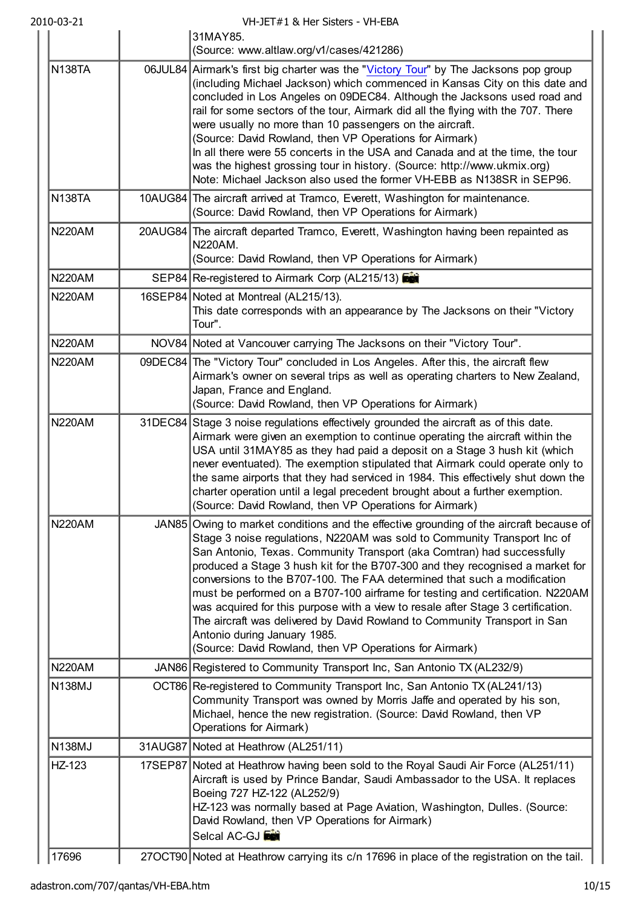|  |  | 31MAY85. (Source: www.altlaw.org/v1/cases/421286) |
|---|---|---|
| N138TA | 06JUL84 | Airmark's first big charter was the "Victory Tour" by The Jacksons pop group (including Michael Jackson) which commenced in Kansas City on this date and concluded in Los Angeles on 09DEC84. Although the Jacksons used road and rail for some sectors of the tour, Airmark did all the flying with the 707. There were usually no more than 10 passengers on the aircraft. (Source: David Rowland, then VP Operations for Airmark) In all there were 55 concerts in the USA and Canada and at the time, the tour was the highest grossing tour in history. (Source: http://www.ukmix.org) Note: Michael Jackson also used the former VH-EBB as N138SR in SEP96. |
| N138TA | 10AUG84 | The aircraft arrived at Tramco, Everett, Washington for maintenance. (Source: David Rowland, then VP Operations for Airmark) |
| N220AM | 20AUG84 | The aircraft departed Tramco, Everett, Washington having been repainted as N220AM. (Source: David Rowland, then VP Operations for Airmark) |
| N220AM | SEP84 | Re-registered to Airmark Corp (AL215/13) |
| N220AM | 16SEP84 | Noted at Montreal (AL215/13). This date corresponds with an appearance by The Jacksons on their "Victory Tour". |
| N220AM | NOV84 | Noted at Vancouver carrying The Jacksons on their "Victory Tour". |
| N220AM | 09DEC84 | The "Victory Tour" concluded in Los Angeles. After this, the aircraft flew Airmark's owner on several trips as well as operating charters to New Zealand, Japan, France and England. (Source: David Rowland, then VP Operations for Airmark) |
| N220AM | 31DEC84 | Stage 3 noise regulations effectively grounded the aircraft as of this date. Airmark were given an exemption to continue operating the aircraft within the USA until 31MAY85 as they had paid a deposit on a Stage 3 hush kit (which never eventuated). The exemption stipulated that Airmark could operate only to the same airports that they had serviced in 1984. This effectively shut down the charter operation until a legal precedent brought about a further exemption. (Source: David Rowland, then VP Operations for Airmark) |
| N220AM | JAN85 | Owing to market conditions and the effective grounding of the aircraft because of Stage 3 noise regulations, N220AM was sold to Community Transport Inc of San Antonio, Texas. Community Transport (aka Comtran) had successfully produced a Stage 3 hush kit for the B707-300 and they recognised a market for conversions to the B707-100. The FAA determined that such a modification must be performed on a B707-100 airframe for testing and certification. N220AM was acquired for this purpose with a view to resale after Stage 3 certification. The aircraft was delivered by David Rowland to Community Transport in San Antonio during January 1985. (Source: David Rowland, then VP Operations for Airmark) |
| N220AM | JAN86 | Registered to Community Transport Inc, San Antonio TX (AL232/9) |
| N138MJ | OCT86 | Re-registered to Community Transport Inc, San Antonio TX (AL241/13) Community Transport was owned by Morris Jaffe and operated by his son, Michael, hence the new registration. (Source: David Rowland, then VP Operations for Airmark) |
| N138MJ | 31AUG87 | Noted at Heathrow (AL251/11) |
| HZ-123 | 17SEP87 | Noted at Heathrow having been sold to the Royal Saudi Air Force (AL251/11) Aircraft is used by Prince Bandar, Saudi Ambassador to the USA. It replaces Boeing 727 HZ-122 (AL252/9) HZ-123 was normally based at Page Aviation, Washington, Dulles. (Source: David Rowland, then VP Operations for Airmark) Selcal AC-GJ |
| 17696 | 27OCT90 | Noted at Heathrow carrying its c/n 17696 in place of the registration on the tail. |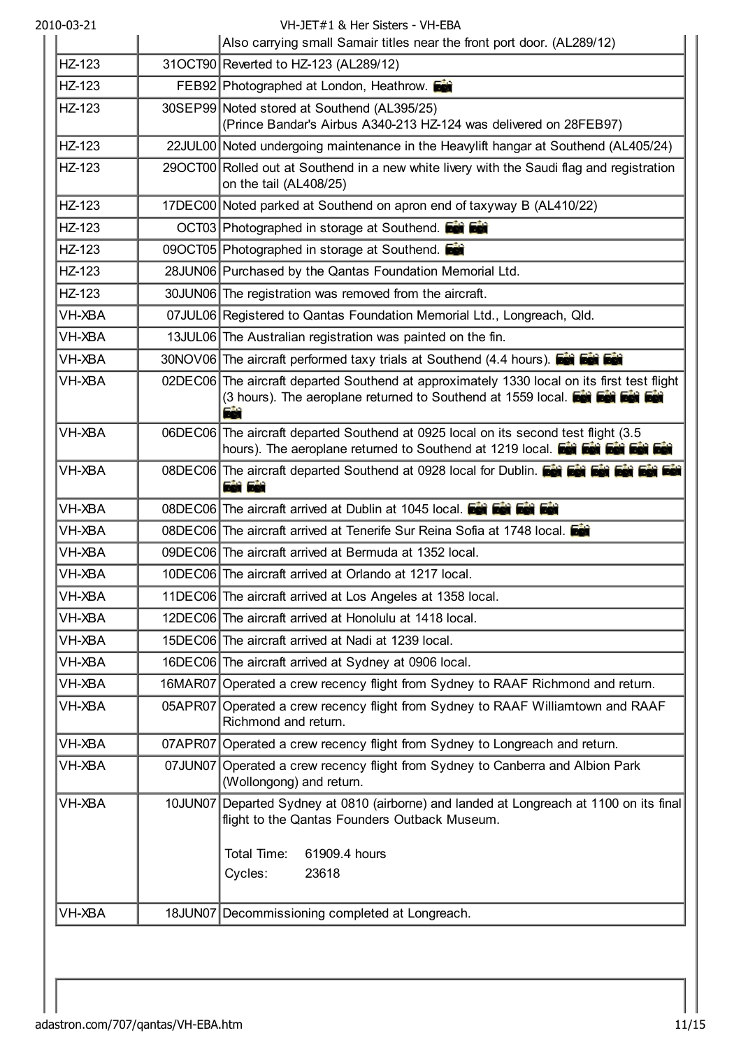| | | |
|---|---|---|
| | | Also carrying small Samair titles near the front port door. (AL289/12) |
| HZ-123 | 31OCT90 | Reverted to HZ-123 (AL289/12) |
| HZ-123 | FEB92 | Photographed at London, Heathrow. |
| HZ-123 | 30SEP99 | Noted stored at Southend (AL395/25) (Prince Bandar's Airbus A340-213 HZ-124 was delivered on 28FEB97) |
| HZ-123 | 22JUL00 | Noted undergoing maintenance in the Heavylift hangar at Southend (AL405/24) |
| HZ-123 | 29OCT00 | Rolled out at Southend in a new white livery with the Saudi flag and registration on the tail (AL408/25) |
| HZ-123 | 17DEC00 | Noted parked at Southend on apron end of taxyway B (AL410/22) |
| HZ-123 | OCT03 | Photographed in storage at Southend. |
| HZ-123 | 09OCT05 | Photographed in storage at Southend. |
| HZ-123 | 28JUN06 | Purchased by the Qantas Foundation Memorial Ltd. |
| HZ-123 | 30JUN06 | The registration was removed from the aircraft. |
| VH-XBA | 07JUL06 | Registered to Qantas Foundation Memorial Ltd., Longreach, Qld. |
| VH-XBA | 13JUL06 | The Australian registration was painted on the fin. |
| VH-XBA | 30NOV06 | The aircraft performed taxy trials at Southend (4.4 hours). |
| VH-XBA | 02DEC06 | The aircraft departed Southend at approximately 1330 local on its first test flight (3 hours). The aeroplane returned to Southend at 1559 local. |
| VH-XBA | 06DEC06 | The aircraft departed Southend at 0925 local on its second test flight (3.5 hours). The aeroplane returned to Southend at 1219 local. |
| VH-XBA | 08DEC06 | The aircraft departed Southend at 0928 local for Dublin. |
| VH-XBA | 08DEC06 | The aircraft arrived at Dublin at 1045 local. |
| VH-XBA | 08DEC06 | The aircraft arrived at Tenerife Sur Reina Sofia at 1748 local. |
| VH-XBA | 09DEC06 | The aircraft arrived at Bermuda at 1352 local. |
| VH-XBA | 10DEC06 | The aircraft arrived at Orlando at 1217 local. |
| VH-XBA | 11DEC06 | The aircraft arrived at Los Angeles at 1358 local. |
| VH-XBA | 12DEC06 | The aircraft arrived at Honolulu at 1418 local. |
| VH-XBA | 15DEC06 | The aircraft arrived at Nadi at 1239 local. |
| VH-XBA | 16DEC06 | The aircraft arrived at Sydney at 0906 local. |
| VH-XBA | 16MAR07 | Operated a crew recency flight from Sydney to RAAF Richmond and return. |
| VH-XBA | 05APR07 | Operated a crew recency flight from Sydney to RAAF Williamtown and RAAF Richmond and return. |
| VH-XBA | 07APR07 | Operated a crew recency flight from Sydney to Longreach and return. |
| VH-XBA | 07JUN07 | Operated a crew recency flight from Sydney to Canberra and Albion Park (Wollongong) and return. |
| VH-XBA | 10JUN07 | Departed Sydney at 0810 (airborne) and landed at Longreach at 1100 on its final flight to the Qantas Founders Outback Museum.<br><br>Total Time: 61909.4 hours<br>Cycles: 23618 |
| VH-XBA | 18JUN07 | Decommissioning completed at Longreach. |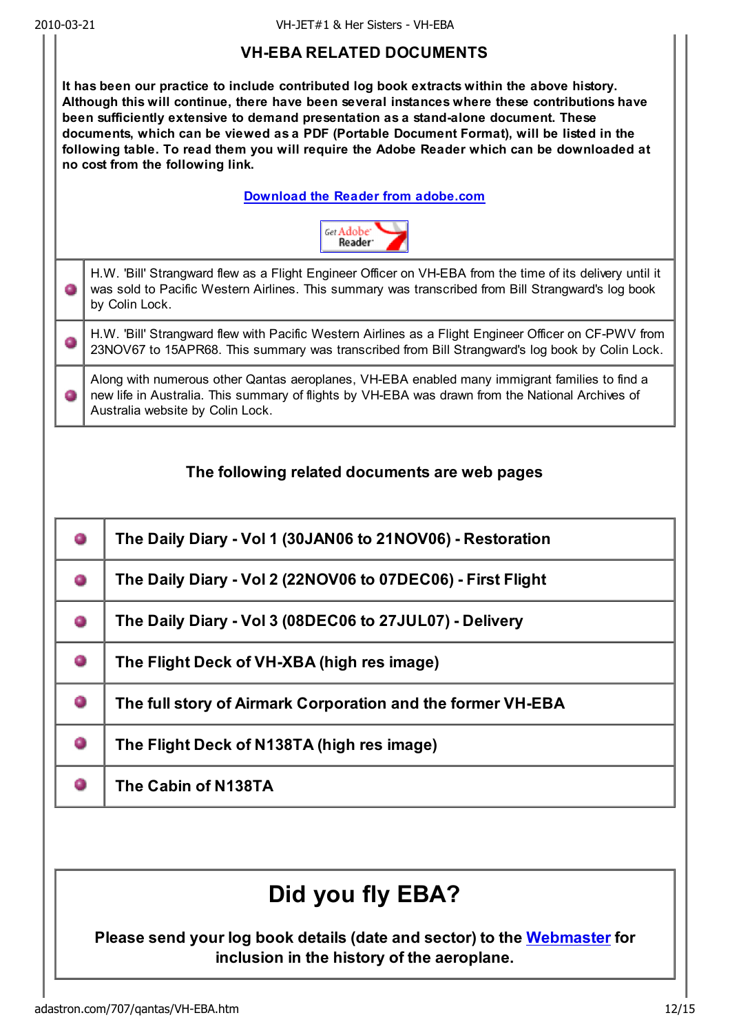## VH-EBA RELATED DOCUMENTS

**It has been our practice to include contributed log book extracts within the above history. Although this will continue, there have been several instances where these contributions have been sufficiently extensive to demand presentation as a stand-alone document. These documents, which can be viewed as a PDF (Portable Document Format), will be listed in the following table. To read them you will require the Adobe Reader which can be downloaded at no cost from the following link.**

**[Download the Reader from adobe.com]**

Get Adobe Reader

| | |
|---|---|
| • | H.W. 'Bill' Strangward flew as a Flight Engineer Officer on VH-EBA from the time of its delivery until it was sold to Pacific Western Airlines. This summary was transcribed from Bill Strangward's log book by Colin Lock. |
| • | H.W. 'Bill' Strangward flew with Pacific Western Airlines as a Flight Engineer Officer on CF-PWV from 23NOV67 to 15APR68. This summary was transcribed from Bill Strangward's log book by Colin Lock. |
| • | Along with numerous other Qantas aeroplanes, VH-EBA enabled many immigrant families to find a new life in Australia. This summary of flights by VH-EBA was drawn from the National Archives of Australia website by Colin Lock. |

### The following related documents are web pages

| | |
|---|---|
| • | **The Daily Diary - Vol 1 (30JAN06 to 21NOV06) - Restoration** |
| • | **The Daily Diary - Vol 2 (22NOV06 to 07DEC06) - First Flight** |
| • | **The Daily Diary - Vol 3 (08DEC06 to 27JUL07) - Delivery** |
| • | **The Flight Deck of VH-XBA (high res image)** |
| • | **The full story of Airmark Corporation and the former VH-EBA** |
| • | **The Flight Deck of N138TA (high res image)** |
| • | **The Cabin of N138TA** |

# Did you fly EBA?

**Please send your log book details (date and sector) to the [Webmaster] for inclusion in the history of the aeroplane.**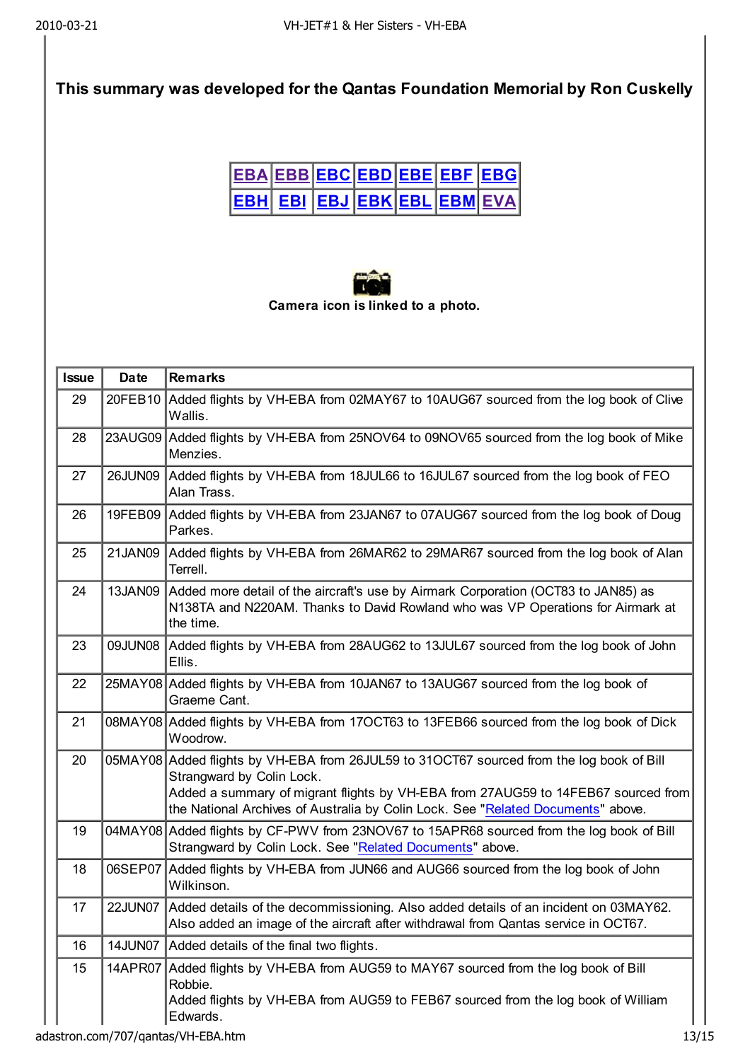**This summary was developed for the Qantas Foundation Memorial by Ron Cuskelly**

| EBA | EBB | EBC | EBD | EBE | EBF | EBG |
|---|---|---|---|---|---|---|
| EBH | EBI | EBJ | EBK | EBL | EBM | EVA |

**Camera icon is linked to a photo.**

| Issue | Date | Remarks |
|---|---|---|
| 29 | 20FEB10 | Added flights by VH-EBA from 02MAY67 to 10AUG67 sourced from the log book of Clive Wallis. |
| 28 | 23AUG09 | Added flights by VH-EBA from 25NOV64 to 09NOV65 sourced from the log book of Mike Menzies. |
| 27 | 26JUN09 | Added flights by VH-EBA from 18JUL66 to 16JUL67 sourced from the log book of FEO Alan Trass. |
| 26 | 19FEB09 | Added flights by VH-EBA from 23JAN67 to 07AUG67 sourced from the log book of Doug Parkes. |
| 25 | 21JAN09 | Added flights by VH-EBA from 26MAR62 to 29MAR67 sourced from the log book of Alan Terrell. |
| 24 | 13JAN09 | Added more detail of the aircraft's use by Airmark Corporation (OCT83 to JAN85) as N138TA and N220AM. Thanks to David Rowland who was VP Operations for Airmark at the time. |
| 23 | 09JUN08 | Added flights by VH-EBA from 28AUG62 to 13JUL67 sourced from the log book of John Ellis. |
| 22 | 25MAY08 | Added flights by VH-EBA from 10JAN67 to 13AUG67 sourced from the log book of Graeme Cant. |
| 21 | 08MAY08 | Added flights by VH-EBA from 17OCT63 to 13FEB66 sourced from the log book of Dick Woodrow. |
| 20 | 05MAY08 | Added flights by VH-EBA from 26JUL59 to 31OCT67 sourced from the log book of Bill Strangward by Colin Lock.<br>Added a summary of migrant flights by VH-EBA from 27AUG59 to 14FEB67 sourced from the National Archives of Australia by Colin Lock. See "Related Documents" above. |
| 19 | 04MAY08 | Added flights by CF-PWV from 23NOV67 to 15APR68 sourced from the log book of Bill Strangward by Colin Lock. See "Related Documents" above. |
| 18 | 06SEP07 | Added flights by VH-EBA from JUN66 and AUG66 sourced from the log book of John Wilkinson. |
| 17 | 22JUN07 | Added details of the decommissioning. Also added details of an incident on 03MAY62. Also added an image of the aircraft after withdrawal from Qantas service in OCT67. |
| 16 | 14JUN07 | Added details of the final two flights. |
| 15 | 14APR07 | Added flights by VH-EBA from AUG59 to MAY67 sourced from the log book of Bill Robbie.<br>Added flights by VH-EBA from AUG59 to FEB67 sourced from the log book of William Edwards. |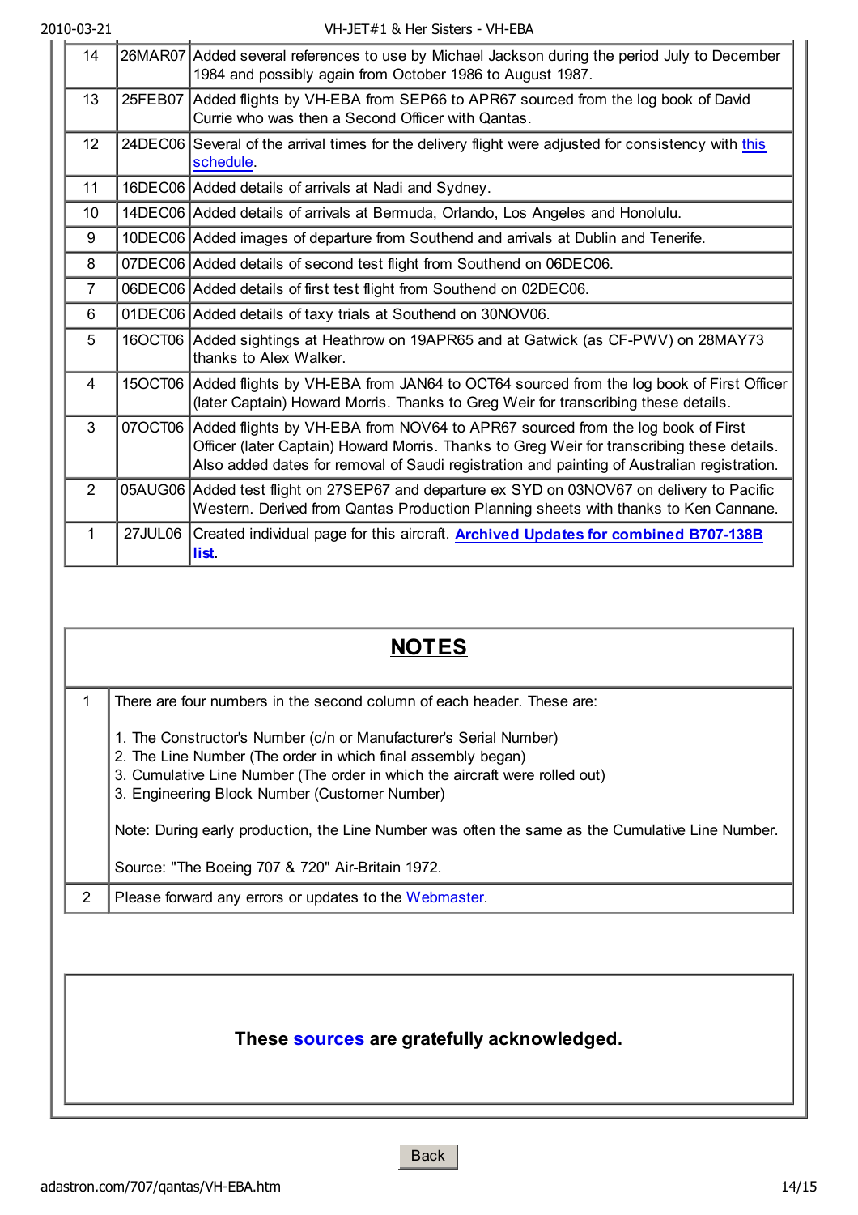| | | |
|---|---|---|
| 14 | 26MAR07 | Added several references to use by Michael Jackson during the period July to December 1984 and possibly again from October 1986 to August 1987. |
| 13 | 25FEB07 | Added flights by VH-EBA from SEP66 to APR67 sourced from the log book of David Currie who was then a Second Officer with Qantas. |
| 12 | 24DEC06 | Several of the arrival times for the delivery flight were adjusted for consistency with this schedule. |
| 11 | 16DEC06 | Added details of arrivals at Nadi and Sydney. |
| 10 | 14DEC06 | Added details of arrivals at Bermuda, Orlando, Los Angeles and Honolulu. |
| 9 | 10DEC06 | Added images of departure from Southend and arrivals at Dublin and Tenerife. |
| 8 | 07DEC06 | Added details of second test flight from Southend on 06DEC06. |
| 7 | 06DEC06 | Added details of first test flight from Southend on 02DEC06. |
| 6 | 01DEC06 | Added details of taxy trials at Southend on 30NOV06. |
| 5 | 16OCT06 | Added sightings at Heathrow on 19APR65 and at Gatwick (as CF-PWV) on 28MAY73 thanks to Alex Walker. |
| 4 | 15OCT06 | Added flights by VH-EBA from JAN64 to OCT64 sourced from the log book of First Officer (later Captain) Howard Morris. Thanks to Greg Weir for transcribing these details. |
| 3 | 07OCT06 | Added flights by VH-EBA from NOV64 to APR67 sourced from the log book of First Officer (later Captain) Howard Morris. Thanks to Greg Weir for transcribing these details. Also added dates for removal of Saudi registration and painting of Australian registration. |
| 2 | 05AUG06 | Added test flight on 27SEP67 and departure ex SYD on 03NOV67 on delivery to Pacific Western. Derived from Qantas Production Planning sheets with thanks to Ken Cannane. |
| 1 | 27JUL06 | Created individual page for this aircraft. **Archived Updates for combined B707-138B list**. |

## NOTES

| | |
|---|---|
| 1 | There are four numbers in the second column of each header. These are:<br><br>1. The Constructor's Number (c/n or Manufacturer's Serial Number)<br>2. The Line Number (The order in which final assembly began)<br>3. Cumulative Line Number (The order in which the aircraft were rolled out)<br>3. Engineering Block Number (Customer Number)<br><br>Note: During early production, the Line Number was often the same as the Cumulative Line Number.<br><br>Source: "The Boeing 707 & 720" Air-Britain 1972. |
| 2 | Please forward any errors or updates to the Webmaster. |

**These sources are gratefully acknowledged.**

Back